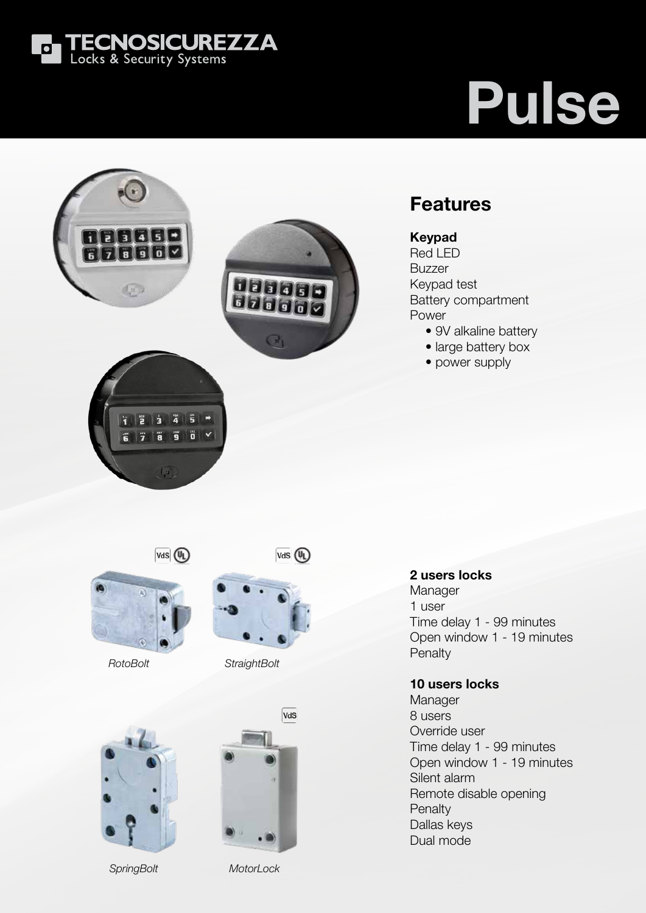TECNOSICUREZZA
Locks & Security Systems

# Pulse

## Features

**Keypad**
Red LED
Buzzer
Keypad test
Battery compartment
Power
- 9V alkaline battery
- large battery box
- power supply

*RotoBolt*

*StraightBolt*

*SpringBolt*

*MotorLock*

**2 users locks**
Manager
1 user
Time delay 1 - 99 minutes
Open window 1 - 19 minutes
Penalty

**10 users locks**
Manager
8 users
Override user
Time delay 1 - 99 minutes
Open window 1 - 19 minutes
Silent alarm
Remote disable opening
Penalty
Dallas keys
Dual mode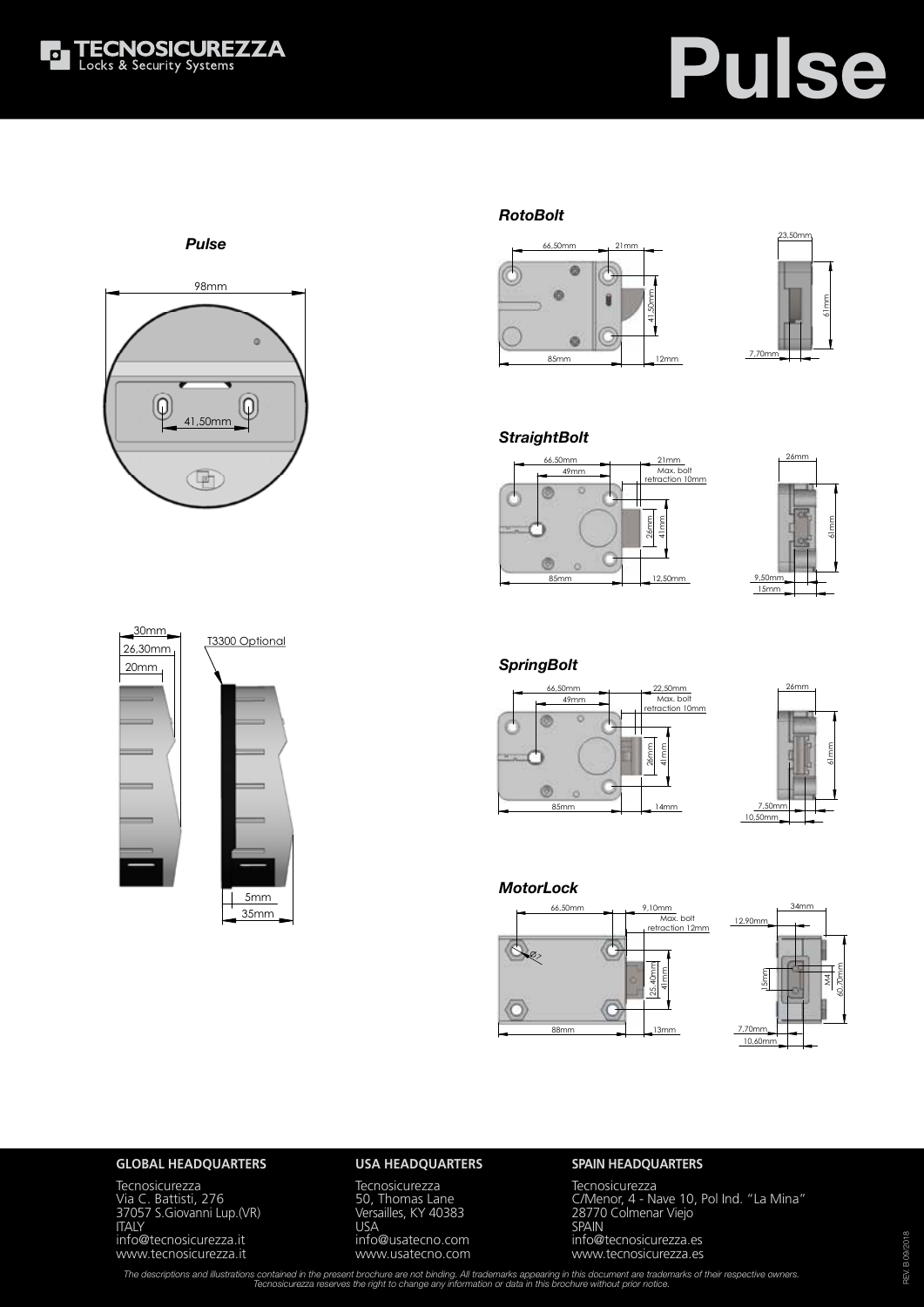# Pulse

*Pulse*

98mm

41,50mm

30mm
26,30mm
20mm

T3300 Optional

5mm
35mm

*RotoBolt*

66,50mm
21mm
41,50mm
85mm
12mm
23,50mm
61mm
7,70mm

*StraightBolt*

66,50mm
49mm
21mm
Max. bolt retraction 10mm
26mm
41mm
85mm
12,50mm
26mm
61mm
9,50mm
15mm

*SpringBolt*

66,50mm
49mm
22,50mm
Max. bolt retraction 10mm
26mm
41mm
85mm
14mm
26mm
61mm
7,50mm
10,50mm

*MotorLock*

66,50mm
9,10mm
Max. bolt retraction 12mm
Ø7
25,40mm
41mm
88mm
13mm
34mm
12,90mm
15mm
M4
60,70mm
7,70mm
10,60mm

**GLOBAL HEADQUARTERS**

Tecnosicurezza
Via C. Battisti, 276
37057 S.Giovanni Lup.(VR)
ITALY
info@tecnosicurezza.it
www.tecnosicurezza.it

**USA HEADQUARTERS**

Tecnosicurezza
50, Thomas Lane
Versailles, KY 40383
USA
info@usatecno.com
www.usatecno.com

**SPAIN HEADQUARTERS**

Tecnosicurezza
C/Menor, 4 - Nave 10, Pol Ind. "La Mina"
28770 Colmenar Viejo
SPAIN
info@tecnosicurezza.es
www.tecnosicurezza.es

*The descriptions and illustrations contained in the present brochure are not binding. All trademarks appearing in this document are trademarks of their respective owners. Tecnosicurezza reserves the right to change any information or data in this brochure without prior notice.*

REV. B 09/2018